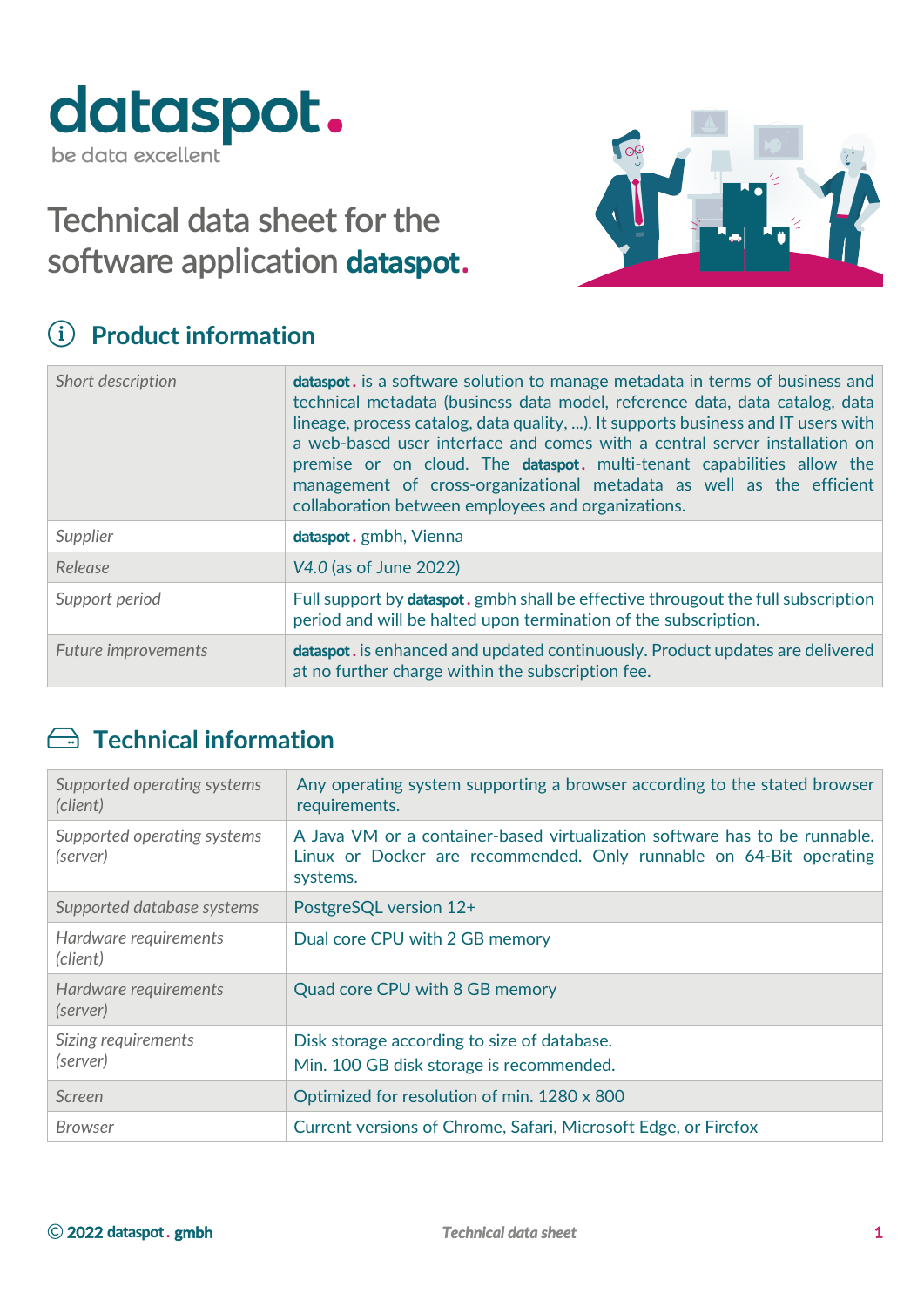# dataspot.

be data excellent

# Technical data sheet for the software application **dataspot.**

## Product information

| | |
|---|---|
| *Short description* | **dataspot.** is a software solution to manage metadata in terms of business and technical metadata (business data model, reference data, data catalog, data lineage, process catalog, data quality, ...). It supports business and IT users with a web-based user interface and comes with a central server installation on premise or on cloud. The **dataspot.** multi-tenant capabilities allow the management of cross-organizational metadata as well as the efficient collaboration between employees and organizations. |
| *Supplier* | **dataspot.** gmbh, Vienna |
| *Release* | *V4.0* (as of June 2022) |
| *Support period* | Full support by **dataspot.** gmbh shall be effective througout the full subscription period and will be halted upon termination of the subscription. |
| *Future improvements* | **dataspot.** is enhanced and updated continuously. Product updates are delivered at no further charge within the subscription fee. |

## Technical information

| | |
|---|---|
| *Supported operating systems (client)* | Any operating system supporting a browser according to the stated browser requirements. |
| *Supported operating systems (server)* | A Java VM or a container-based virtualization software has to be runnable. Linux or Docker are recommended. Only runnable on 64-Bit operating systems. |
| *Supported database systems* | PostgreSQL version 12+ |
| *Hardware requirements (client)* | Dual core CPU with 2 GB memory |
| *Hardware requirements (server)* | Quad core CPU with 8 GB memory |
| *Sizing requirements (server)* | Disk storage according to size of database.<br>Min. 100 GB disk storage is recommended. |
| *Screen* | Optimized for resolution of min. 1280 x 800 |
| *Browser* | Current versions of Chrome, Safari, Microsoft Edge, or Firefox |

© **2022 dataspot. gmbh**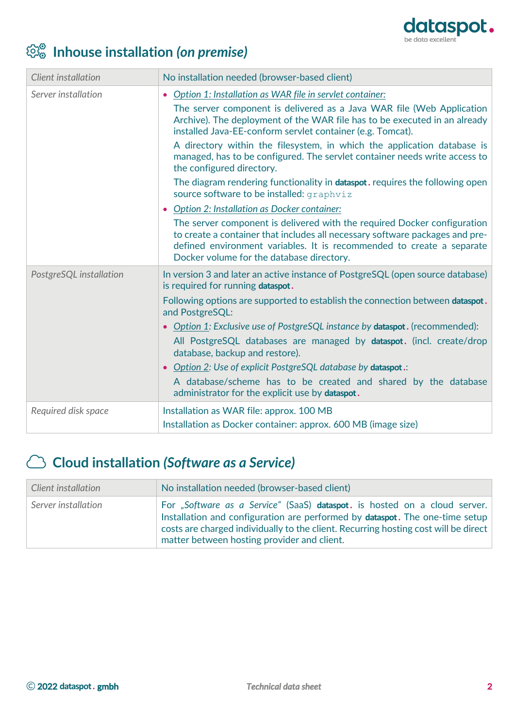## Inhouse installation *(on premise)*

| *Client installation* | No installation needed (browser-based client) |
|---|---|
| *Server installation* | • *Option 1: Installation as WAR file in servlet container:* <br> The server component is delivered as a Java WAR file (Web Application Archive). The deployment of the WAR file has to be executed in an already installed Java-EE-conform servlet container (e.g. Tomcat). <br> A directory within the filesystem, in which the application database is managed, has to be configured. The servlet container needs write access to the configured directory. <br> The diagram rendering functionality in **dataspot.** requires the following open source software to be installed: `graphviz` <br> • *Option 2: Installation as Docker container:* <br> The server component is delivered with the required Docker configuration to create a container that includes all necessary software packages and pre-defined environment variables. It is recommended to create a separate Docker volume for the database directory. |
| *PostgreSQL installation* | In version 3 and later an active instance of PostgreSQL (open source database) is required for running **dataspot.** <br> Following options are supported to establish the connection between **dataspot.** and PostgreSQL: <br> • *Option 1: Exclusive use of PostgreSQL instance by* **dataspot.** (recommended): <br> All PostgreSQL databases are managed by **dataspot.** (incl. create/drop database, backup and restore). <br> • *Option 2: Use of explicit PostgreSQL database by* **dataspot.**: <br> A database/scheme has to be created and shared by the database administrator for the explicit use by **dataspot.** |
| *Required disk space* | Installation as WAR file: approx. 100 MB <br> Installation as Docker container: approx. 600 MB (image size) |

## Cloud installation *(Software as a Service)*

| *Client installation* | No installation needed (browser-based client) |
|---|---|
| *Server installation* | For *„Software as a Service“* (SaaS) **dataspot.** is hosted on a cloud server. Installation and configuration are performed by **dataspot.** The one-time setup costs are charged individually to the client. Recurring hosting cost will be direct matter between hosting provider and client. |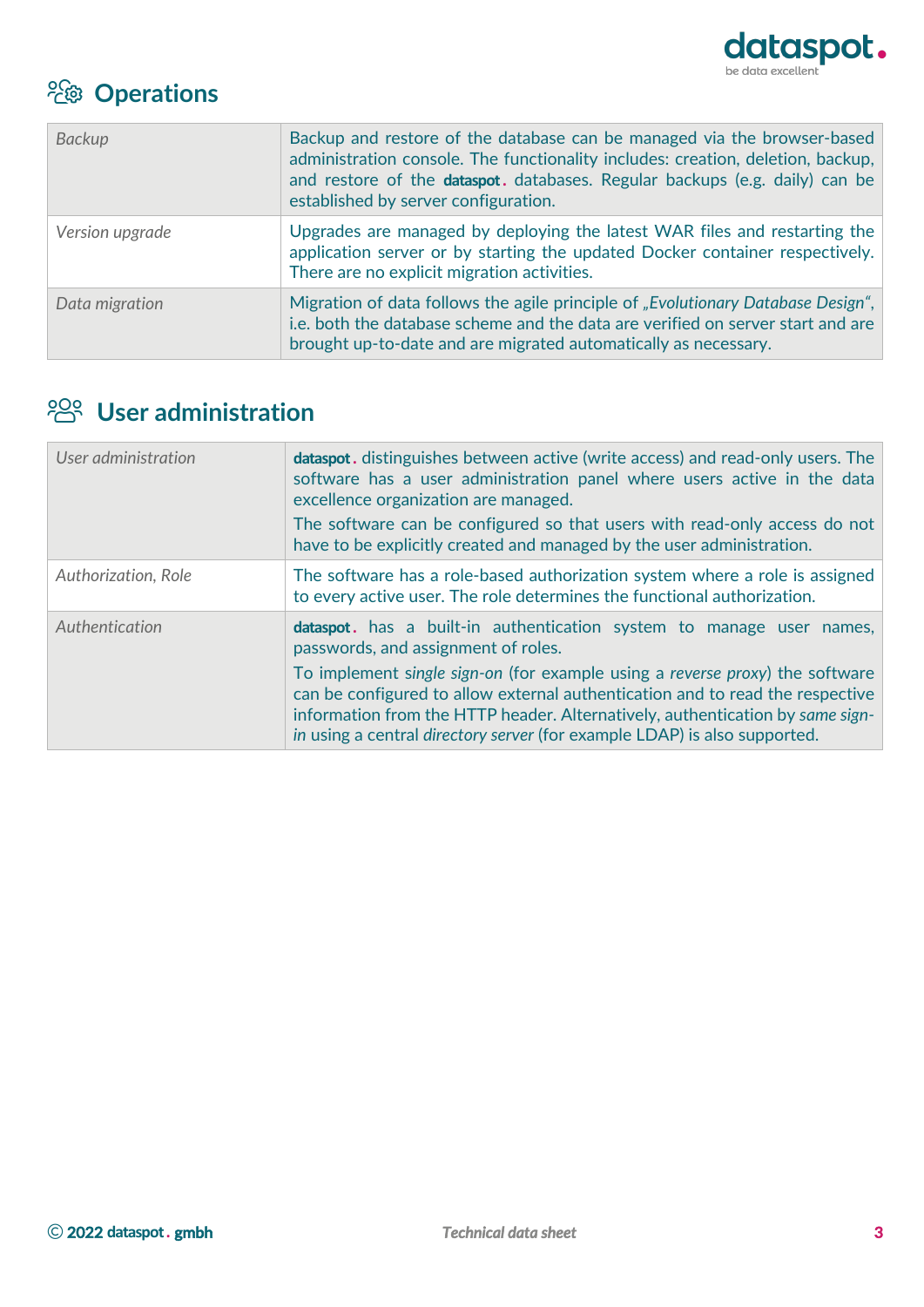## Operations

| | |
|---|---|
| *Backup* | Backup and restore of the database can be managed via the browser-based administration console. The functionality includes: creation, deletion, backup, and restore of the **dataspot.** databases. Regular backups (e.g. daily) can be established by server configuration. |
| *Version upgrade* | Upgrades are managed by deploying the latest WAR files and restarting the application server or by starting the updated Docker container respectively. There are no explicit migration activities. |
| *Data migration* | Migration of data follows the agile principle of *„Evolutionary Database Design"*, i.e. both the database scheme and the data are verified on server start and are brought up-to-date and are migrated automatically as necessary. |

## User administration

| | |
|---|---|
| *User administration* | **dataspot.** distinguishes between active (write access) and read-only users. The software has a user administration panel where users active in the data excellence organization are managed.<br>The software can be configured so that users with read-only access do not have to be explicitly created and managed by the user administration. |
| *Authorization, Role* | The software has a role-based authorization system where a role is assigned to every active user. The role determines the functional authorization. |
| *Authentication* | **dataspot.** has a built-in authentication system to manage user names, passwords, and assignment of roles.<br>To implement *single sign-on* (for example using a *reverse proxy*) the software can be configured to allow external authentication and to read the respective information from the HTTP header. Alternatively, authentication by *same sign-in* using a central *directory server* (for example LDAP) is also supported. |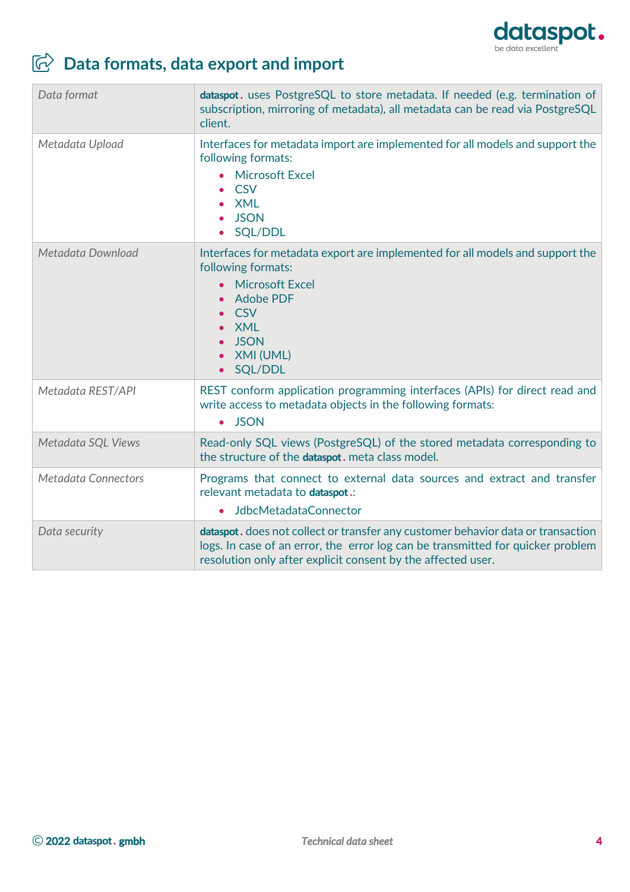## Data formats, data export and import

| | |
|---|---|
| *Data format* | dataspot. uses PostgreSQL to store metadata. If needed (e.g. termination of subscription, mirroring of metadata), all metadata can be read via PostgreSQL client. |
| *Metadata Upload* | Interfaces for metadata import are implemented for all models and support the following formats: <br>• Microsoft Excel <br>• CSV <br>• XML <br>• JSON <br>• SQL/DDL |
| *Metadata Download* | Interfaces for metadata export are implemented for all models and support the following formats: <br>• Microsoft Excel <br>• Adobe PDF <br>• CSV <br>• XML <br>• JSON <br>• XMI (UML) <br>• SQL/DDL |
| *Metadata REST/API* | REST conform application programming interfaces (APIs) for direct read and write access to metadata objects in the following formats: <br>• JSON |
| *Metadata SQL Views* | Read-only SQL views (PostgreSQL) of the stored metadata corresponding to the structure of the dataspot. meta class model. |
| *Metadata Connectors* | Programs that connect to external data sources and extract and transfer relevant metadata to dataspot.: <br>• JdbcMetadataConnector |
| *Data security* | dataspot. does not collect or transfer any customer behavior data or transaction logs. In case of an error, the error log can be transmitted for quicker problem resolution only after explicit consent by the affected user. |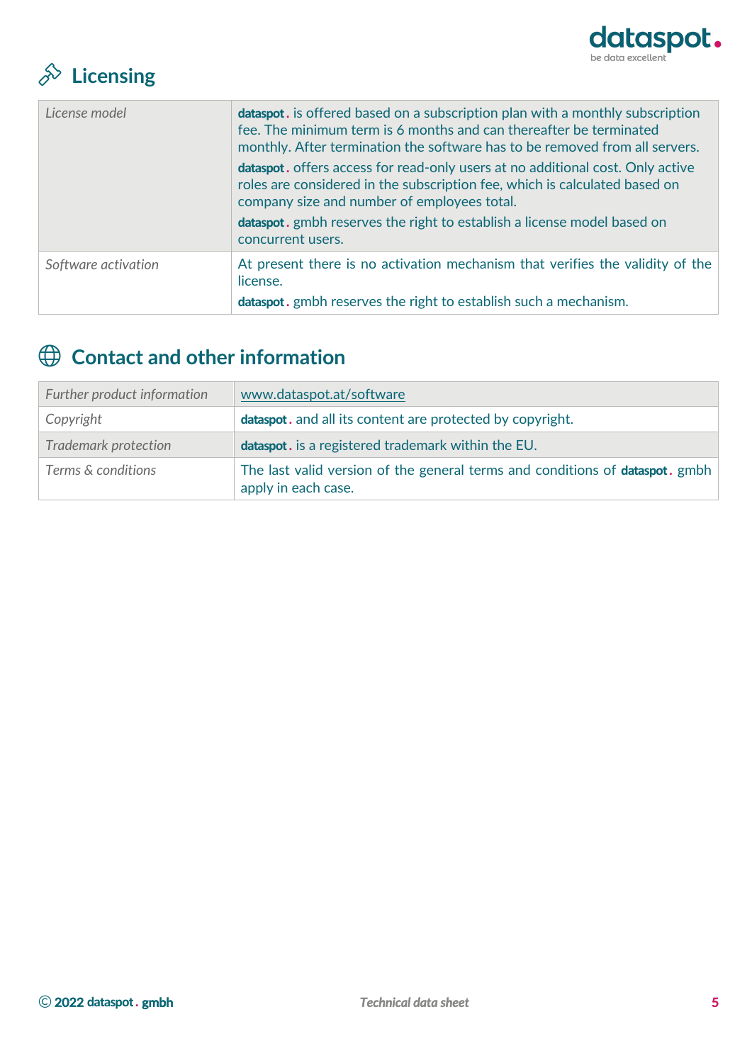## Licensing

| | |
|---|---|
| *License model* | **dataspot.** is offered based on a subscription plan with a monthly subscription fee. The minimum term is 6 months and can thereafter be terminated monthly. After termination the software has to be removed from all servers.<br>**dataspot.** offers access for read-only users at no additional cost. Only active roles are considered in the subscription fee, which is calculated based on company size and number of employees total.<br>**dataspot.** gmbh reserves the right to establish a license model based on concurrent users. |
| *Software activation* | At present there is no activation mechanism that verifies the validity of the license.<br>**dataspot.** gmbh reserves the right to establish such a mechanism. |

## Contact and other information

| | |
|---|---|
| *Further product information* | www.dataspot.at/software |
| *Copyright* | **dataspot.** and all its content are protected by copyright. |
| *Trademark protection* | **dataspot.** is a registered trademark within the EU. |
| *Terms & conditions* | The last valid version of the general terms and conditions of **dataspot.** gmbh apply in each case. |